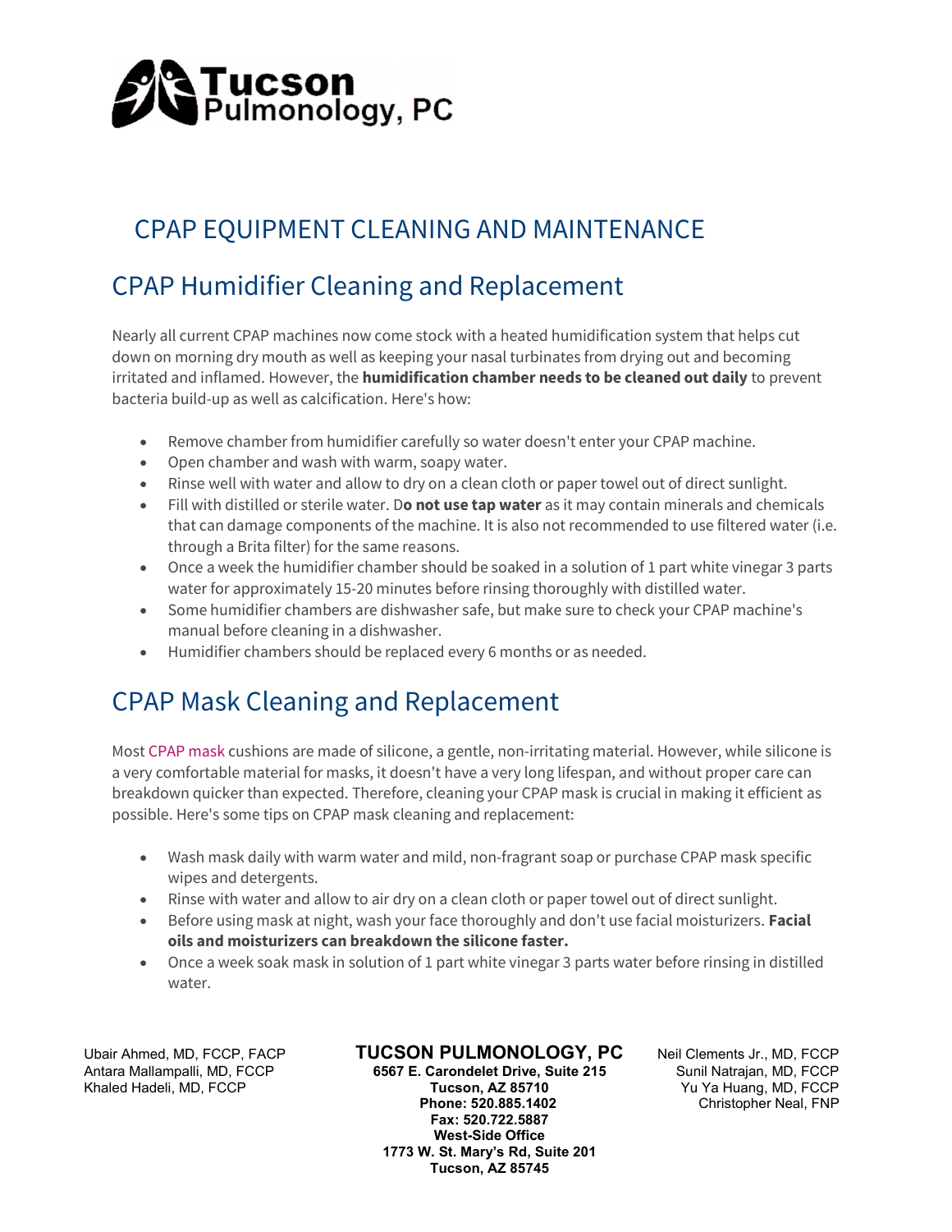# Tucson Pulmonology, PC

## CPAP EQUIPMENT CLEANING AND MAINTENANCE

## CPAP Humidifier Cleaning and Replacement

Nearly all current CPAP machines now come stock with a heated humidification system that helps cut down on morning dry mouth as well as keeping your nasal turbinates from drying out and becoming irritated and inflamed. However, the **humidification chamber needs to be cleaned out daily** to prevent bacteria build-up as well as calcification. Here's how:

- Remove chamber from humidifier carefully so water doesn't enter your CPAP machine.
- Open chamber and wash with warm, soapy water.
- Rinse well with water and allow to dry on a clean cloth or paper towel out of direct sunlight.
- Fill with distilled or sterile water. D**o not use tap water** as it may contain minerals and chemicals that can damage components of the machine. It is also not recommended to use filtered water (i.e. through a Brita filter) for the same reasons.
- Once a week the humidifier chamber should be soaked in a solution of 1 part white vinegar 3 parts water for approximately 15-20 minutes before rinsing thoroughly with distilled water.
- Some humidifier chambers are dishwasher safe, but make sure to check your CPAP machine's manual before cleaning in a dishwasher.
- Humidifier chambers should be replaced every 6 months or as needed.

## CPAP Mask Cleaning and Replacement

Most CPAP mask cushions are made of silicone, a gentle, non-irritating material. However, while silicone is a very comfortable material for masks, it doesn't have a very long lifespan, and without proper care can breakdown quicker than expected. Therefore, cleaning your CPAP mask is crucial in making it efficient as possible. Here's some tips on CPAP mask cleaning and replacement:

- Wash mask daily with warm water and mild, non-fragrant soap or purchase CPAP mask specific wipes and detergents.
- Rinse with water and allow to air dry on a clean cloth or paper towel out of direct sunlight.
- Before using mask at night, wash your face thoroughly and don't use facial moisturizers. **Facial oils and moisturizers can breakdown the silicone faster.**
- Once a week soak mask in solution of 1 part white vinegar 3 parts water before rinsing in distilled water.

Ubair Ahmed, MD, FCCP, FACP
Antara Mallampalli, MD, FCCP
Khaled Hadeli, MD, FCCP

**TUCSON PULMONOLOGY, PC**
**6567 E. Carondelet Drive, Suite 215**
**Tucson, AZ 85710**
**Phone: 520.885.1402**
**Fax: 520.722.5887**
**West-Side Office**
**1773 W. St. Mary's Rd, Suite 201**
**Tucson, AZ 85745**

Neil Clements Jr., MD, FCCP
Sunil Natrajan, MD, FCCP
Yu Ya Huang, MD, FCCP
Christopher Neal, FNP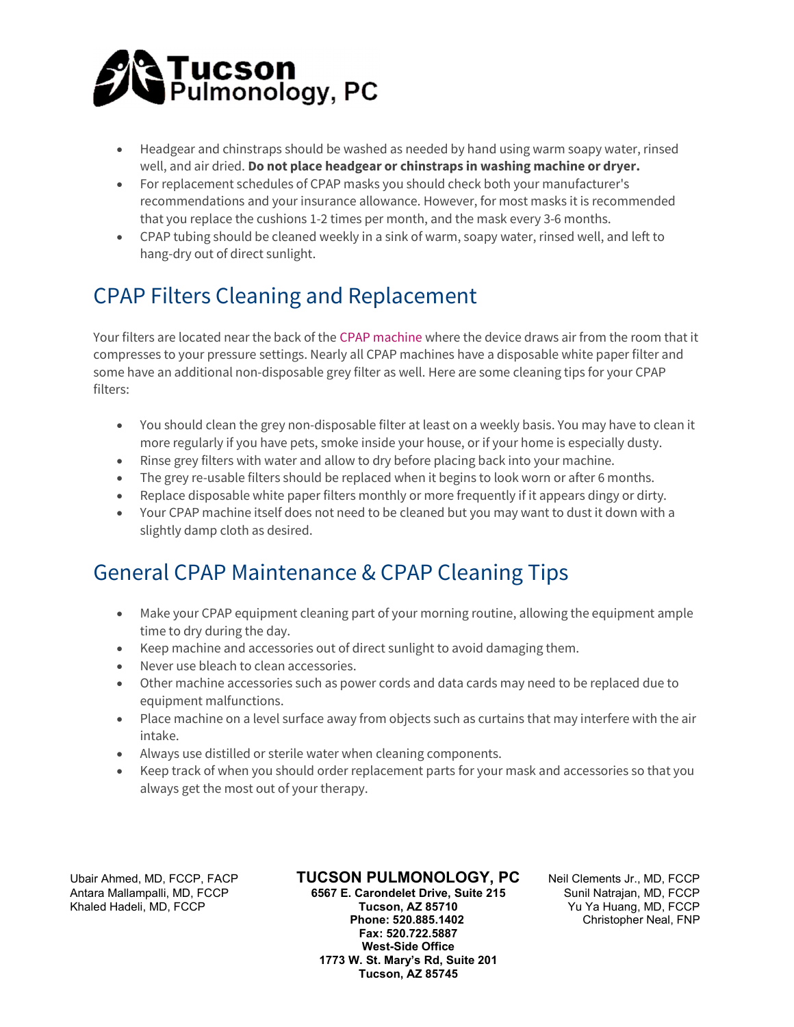- Headgear and chinstraps should be washed as needed by hand using warm soapy water, rinsed well, and air dried. **Do not place headgear or chinstraps in washing machine or dryer.**
- For replacement schedules of CPAP masks you should check both your manufacturer's recommendations and your insurance allowance. However, for most masks it is recommended that you replace the cushions 1-2 times per month, and the mask every 3-6 months.
- CPAP tubing should be cleaned weekly in a sink of warm, soapy water, rinsed well, and left to hang-dry out of direct sunlight.

## CPAP Filters Cleaning and Replacement

Your filters are located near the back of the CPAP machine where the device draws air from the room that it compresses to your pressure settings. Nearly all CPAP machines have a disposable white paper filter and some have an additional non-disposable grey filter as well. Here are some cleaning tips for your CPAP filters:

- You should clean the grey non-disposable filter at least on a weekly basis. You may have to clean it more regularly if you have pets, smoke inside your house, or if your home is especially dusty.
- Rinse grey filters with water and allow to dry before placing back into your machine.
- The grey re-usable filters should be replaced when it begins to look worn or after 6 months.
- Replace disposable white paper filters monthly or more frequently if it appears dingy or dirty.
- Your CPAP machine itself does not need to be cleaned but you may want to dust it down with a slightly damp cloth as desired.

## General CPAP Maintenance & CPAP Cleaning Tips

- Make your CPAP equipment cleaning part of your morning routine, allowing the equipment ample time to dry during the day.
- Keep machine and accessories out of direct sunlight to avoid damaging them.
- Never use bleach to clean accessories.
- Other machine accessories such as power cords and data cards may need to be replaced due to equipment malfunctions.
- Place machine on a level surface away from objects such as curtains that may interfere with the air intake.
- Always use distilled or sterile water when cleaning components.
- Keep track of when you should order replacement parts for your mask and accessories so that you always get the most out of your therapy.